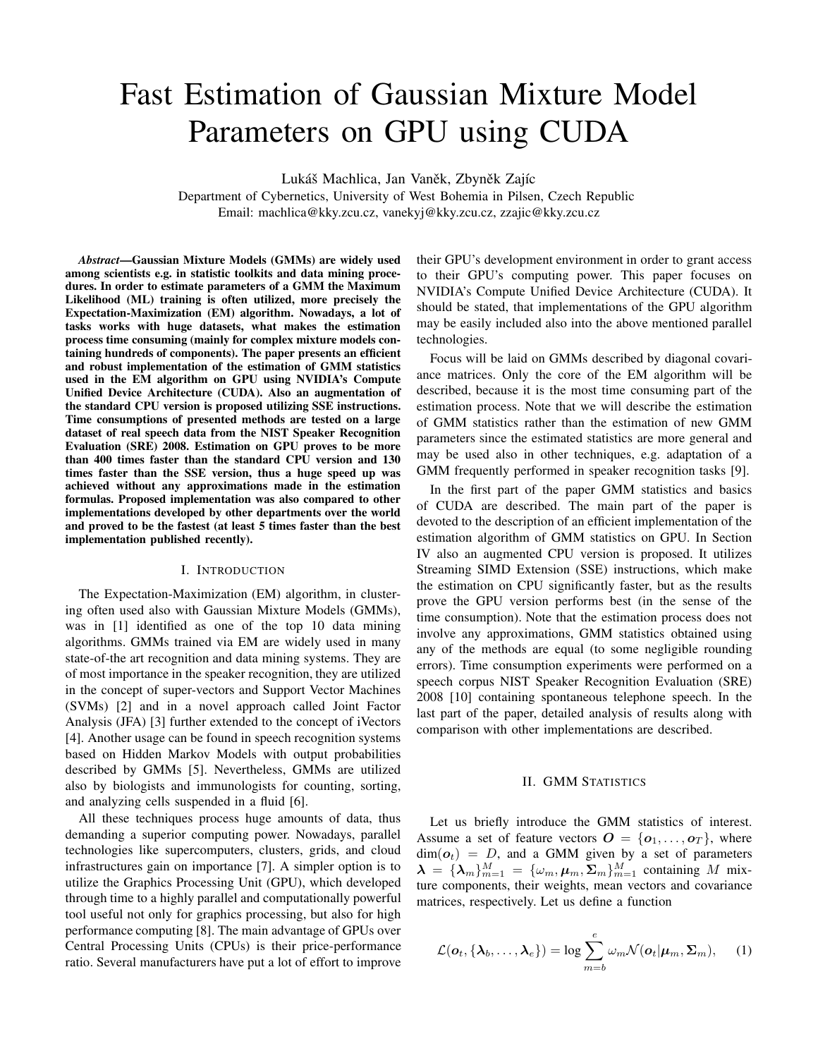# Fast Estimation of Gaussian Mixture Model Parameters on GPU using CUDA

Lukáš Machlica, Jan Vaněk, Zbyněk Zajíc

Department of Cybernetics, University of West Bohemia in Pilsen, Czech Republic

Email: machlica@kky.zcu.cz, vanekyj@kky.zcu.cz, zzajic@kky.zcu.cz

***Abstract*—Gaussian Mixture Models (GMMs) are widely used among scientists e.g. in statistic toolkits and data mining procedures. In order to estimate parameters of a GMM the Maximum Likelihood (ML) training is often utilized, more precisely the Expectation-Maximization (EM) algorithm. Nowadays, a lot of tasks works with huge datasets, what makes the estimation process time consuming (mainly for complex mixture models containing hundreds of components). The paper presents an efficient and robust implementation of the estimation of GMM statistics used in the EM algorithm on GPU using NVIDIA's Compute Unified Device Architecture (CUDA). Also an augmentation of the standard CPU version is proposed utilizing SSE instructions. Time consumptions of presented methods are tested on a large dataset of real speech data from the NIST Speaker Recognition Evaluation (SRE) 2008. Estimation on GPU proves to be more than 400 times faster than the standard CPU version and 130 times faster than the SSE version, thus a huge speed up was achieved without any approximations made in the estimation formulas. Proposed implementation was also compared to other implementations developed by other departments over the world and proved to be the fastest (at least 5 times faster than the best implementation published recently).**

## I. Introduction

The Expectation-Maximization (EM) algorithm, in clustering often used also with Gaussian Mixture Models (GMMs), was in [1] identified as one of the top 10 data mining algorithms. GMMs trained via EM are widely used in many state-of-the art recognition and data mining systems. They are of most importance in the speaker recognition, they are utilized in the concept of super-vectors and Support Vector Machines (SVMs) [2] and in a novel approach called Joint Factor Analysis (JFA) [3] further extended to the concept of iVectors [4]. Another usage can be found in speech recognition systems based on Hidden Markov Models with output probabilities described by GMMs [5]. Nevertheless, GMMs are utilized also by biologists and immunologists for counting, sorting, and analyzing cells suspended in a fluid [6].

All these techniques process huge amounts of data, thus demanding a superior computing power. Nowadays, parallel technologies like supercomputers, clusters, grids, and cloud infrastructures gain on importance [7]. A simpler option is to utilize the Graphics Processing Unit (GPU), which developed through time to a highly parallel and computationally powerful tool useful not only for graphics processing, but also for high performance computing [8]. The main advantage of GPUs over Central Processing Units (CPUs) is their price-performance ratio. Several manufacturers have put a lot of effort to improve their GPU's development environment in order to grant access to their GPU's computing power. This paper focuses on NVIDIA's Compute Unified Device Architecture (CUDA). It should be stated, that implementations of the GPU algorithm may be easily included also into the above mentioned parallel technologies.

Focus will be laid on GMMs described by diagonal covariance matrices. Only the core of the EM algorithm will be described, because it is the most time consuming part of the estimation process. Note that we will describe the estimation of GMM statistics rather than the estimation of new GMM parameters since the estimated statistics are more general and may be used also in other techniques, e.g. adaptation of a GMM frequently performed in speaker recognition tasks [9].

In the first part of the paper GMM statistics and basics of CUDA are described. The main part of the paper is devoted to the description of an efficient implementation of the estimation algorithm of GMM statistics on GPU. In Section IV also an augmented CPU version is proposed. It utilizes Streaming SIMD Extension (SSE) instructions, which make the estimation on CPU significantly faster, but as the results prove the GPU version performs best (in the sense of the time consumption). Note that the estimation process does not involve any approximations, GMM statistics obtained using any of the methods are equal (to some negligible rounding errors). Time consumption experiments were performed on a speech corpus NIST Speaker Recognition Evaluation (SRE) 2008 [10] containing spontaneous telephone speech. In the last part of the paper, detailed analysis of results along with comparison with other implementations are described.

## II. GMM Statistics

Let us briefly introduce the GMM statistics of interest. Assume a set of feature vectors $\boldsymbol{O} = \{\boldsymbol{o}_1, \ldots, \boldsymbol{o}_T\}$, where $\dim(\boldsymbol{o}_t) = D$, and a GMM given by a set of parameters $\boldsymbol{\lambda} = \{\boldsymbol{\lambda}_m\}_{m=1}^M = \{\omega_m, \boldsymbol{\mu}_m, \boldsymbol{\Sigma}_m\}_{m=1}^M$ containing $M$ mixture components, their weights, mean vectors and covariance matrices, respectively. Let us define a function

$$\mathcal{L}(\boldsymbol{o}_t, \{\boldsymbol{\lambda}_b, \ldots, \boldsymbol{\lambda}_e\}) = \log \sum_{m=b}^{e} \omega_m \mathcal{N}(\boldsymbol{o}_t | \boldsymbol{\mu}_m, \boldsymbol{\Sigma}_m), \quad (1)$$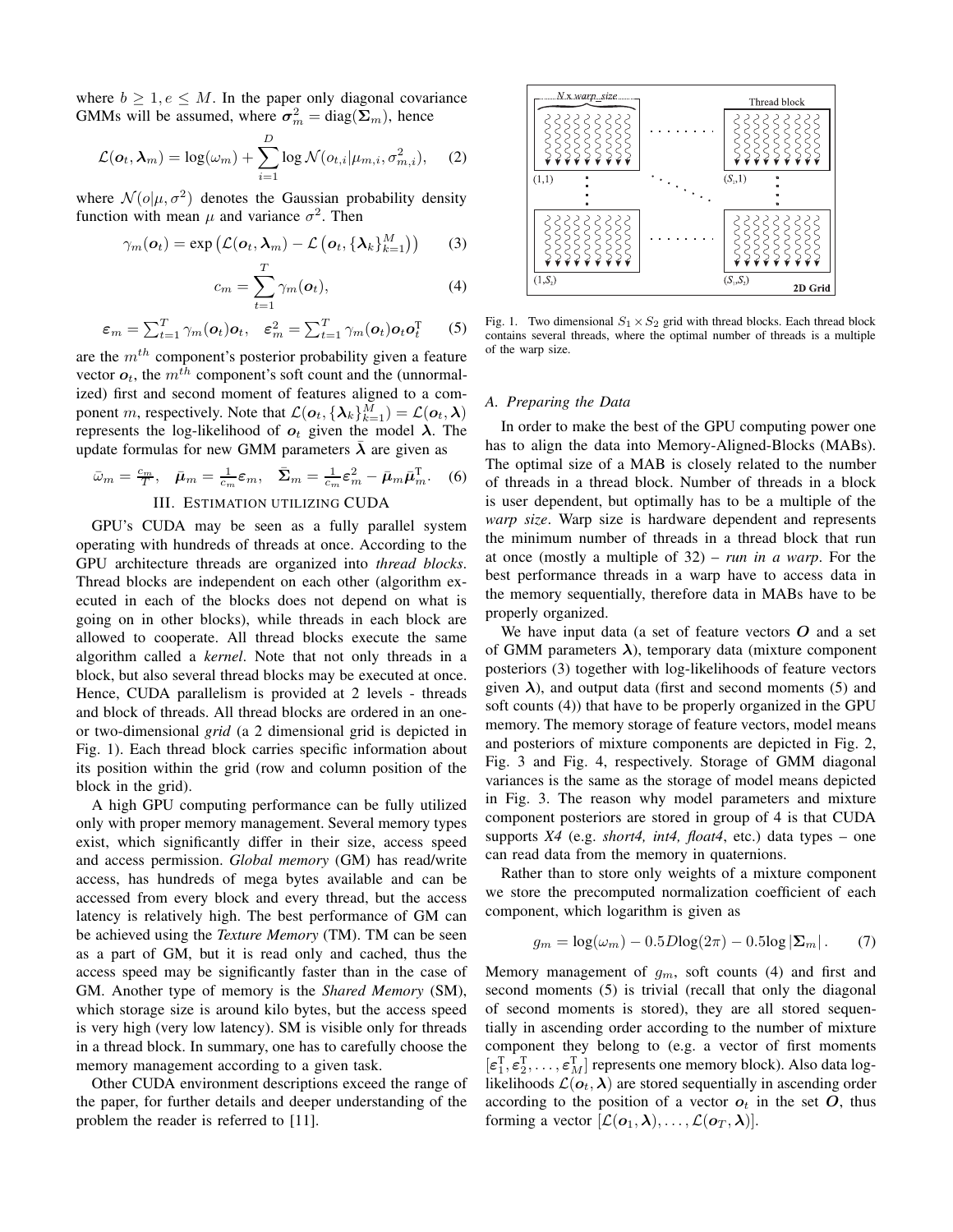where $b \geq 1, e \leq M$. In the paper only diagonal covariance GMMs will be assumed, where $\boldsymbol{\sigma}_m^2 = \text{diag}(\boldsymbol{\Sigma}_m)$, hence

$$\mathcal{L}(\boldsymbol{o}_t, \boldsymbol{\lambda}_m) = \log(\omega_m) + \sum_{i=1}^{D} \log \mathcal{N}(o_{t,i}|\mu_{m,i}, \sigma_{m,i}^2), \quad (2)$$

where $\mathcal{N}(o|\mu, \sigma^2)$ denotes the Gaussian probability density function with mean $\mu$ and variance $\sigma^2$. Then

$$\gamma_m(\boldsymbol{o}_t) = \exp\left(\mathcal{L}(\boldsymbol{o}_t, \boldsymbol{\lambda}_m) - \mathcal{L}\left(\boldsymbol{o}_t, \{\boldsymbol{\lambda}_k\}_{k=1}^{M}\right)\right) \quad (3)$$

$$c_m = \sum_{t=1}^{T} \gamma_m(\boldsymbol{o}_t), \quad (4)$$

$$\boldsymbol{\varepsilon}_m = \sum_{t=1}^{T} \gamma_m(\boldsymbol{o}_t)\boldsymbol{o}_t, \quad \boldsymbol{\varepsilon}_m^2 = \sum_{t=1}^{T} \gamma_m(\boldsymbol{o}_t)\boldsymbol{o}_t\boldsymbol{o}_t^{\mathrm{T}} \quad (5)$$

are the $m^{th}$ component's posterior probability given a feature vector $\boldsymbol{o}_t$, the $m^{th}$ component's soft count and the (unnormalized) first and second moment of features aligned to a component $m$, respectively. Note that $\mathcal{L}(\boldsymbol{o}_t, \{\boldsymbol{\lambda}_k\}_{k=1}^{M}) = \mathcal{L}(\boldsymbol{o}_t, \boldsymbol{\lambda})$ represents the log-likelihood of $\boldsymbol{o}_t$ given the model $\boldsymbol{\lambda}$. The update formulas for new GMM parameters $\bar{\boldsymbol{\lambda}}$ are given as

$$\bar{\omega}_m = \frac{c_m}{T}, \quad \bar{\boldsymbol{\mu}}_m = \frac{1}{c_m}\boldsymbol{\varepsilon}_m, \quad \bar{\boldsymbol{\Sigma}}_m = \frac{1}{c_m}\boldsymbol{\varepsilon}_m^2 - \bar{\boldsymbol{\mu}}_m\bar{\boldsymbol{\mu}}_m^{\mathrm{T}}. \quad (6)$$

## III. Estimation utilizing CUDA

GPU's CUDA may be seen as a fully parallel system operating with hundreds of threads at once. According to the GPU architecture threads are organized into *thread blocks*. Thread blocks are independent on each other (algorithm executed in each of the blocks does not depend on what is going on in other blocks), while threads in each block are allowed to cooperate. All thread blocks execute the same algorithm called a *kernel*. Note that not only threads in a block, but also several thread blocks may be executed at once. Hence, CUDA parallelism is provided at 2 levels - threads and block of threads. All thread blocks are ordered in an one- or two-dimensional *grid* (a 2 dimensional grid is depicted in Fig. 1). Each thread block carries specific information about its position within the grid (row and column position of the block in the grid).

A high GPU computing performance can be fully utilized only with proper memory management. Several memory types exist, which significantly differ in their size, access speed and access permission. *Global memory* (GM) has read/write access, has hundreds of mega bytes available and can be accessed from every block and every thread, but the access latency is relatively high. The best performance of GM can be achieved using the *Texture Memory* (TM). TM can be seen as a part of GM, but it is read only and cached, thus the access speed may be significantly faster than in the case of GM. Another type of memory is the *Shared Memory* (SM), which storage size is around kilo bytes, but the access speed is very high (very low latency). SM is visible only for threads in a thread block. In summary, one has to carefully choose the memory management according to a given task.

Other CUDA environment descriptions exceed the range of the paper, for further details and deeper understanding of the problem the reader is referred to [11].

Fig. 1. Two dimensional $S_1 \times S_2$ grid with thread blocks. Each thread block contains several threads, where the optimal number of threads is a multiple of the warp size.

### A. Preparing the Data

In order to make the best of the GPU computing power one has to align the data into Memory-Aligned-Blocks (MABs). The optimal size of a MAB is closely related to the number of threads in a thread block. Number of threads in a block is user dependent, but optimally has to be a multiple of the *warp size*. Warp size is hardware dependent and represents the minimum number of threads in a thread block that run at once (mostly a multiple of 32) – *run in a warp*. For the best performance threads in a warp have to access data in the memory sequentially, therefore data in MABs have to be properly organized.

We have input data (a set of feature vectors $\boldsymbol{O}$ and a set of GMM parameters $\boldsymbol{\lambda}$), temporary data (mixture component posteriors (3) together with log-likelihoods of feature vectors given $\boldsymbol{\lambda}$), and output data (first and second moments (5) and soft counts (4)) that have to be properly organized in the GPU memory. The memory storage of feature vectors, model means and posteriors of mixture components are depicted in Fig. 2, Fig. 3 and Fig. 4, respectively. Storage of GMM diagonal variances is the same as the storage of model means depicted in Fig. 3. The reason why model parameters and mixture component posteriors are stored in group of 4 is that CUDA supports *X4* (e.g. *short4, int4, float4*, etc.) data types – one can read data from the memory in quaternions.

Rather than to store only weights of a mixture component we store the precomputed normalization coefficient of each component, which logarithm is given as

$$g_m = \log(\omega_m) - 0.5D\log(2\pi) - 0.5\log|\boldsymbol{\Sigma}_m|. \quad (7)$$

Memory management of $g_m$, soft counts (4) and first and second moments (5) is trivial (recall that only the diagonal of second moments is stored), they are all stored sequentially in ascending order according to the number of mixture component they belong to (e.g. a vector of first moments $[\boldsymbol{\varepsilon}_1^{\mathrm{T}}, \boldsymbol{\varepsilon}_2^{\mathrm{T}}, \ldots, \boldsymbol{\varepsilon}_M^{\mathrm{T}}]$ represents one memory block). Also data log-likelihoods $\mathcal{L}(\boldsymbol{o}_t, \boldsymbol{\lambda})$ are stored sequentially in ascending order according to the position of a vector $\boldsymbol{o}_t$ in the set $\boldsymbol{O}$, thus forming a vector $[\mathcal{L}(\boldsymbol{o}_1, \boldsymbol{\lambda}), \ldots, \mathcal{L}(\boldsymbol{o}_T, \boldsymbol{\lambda})]$.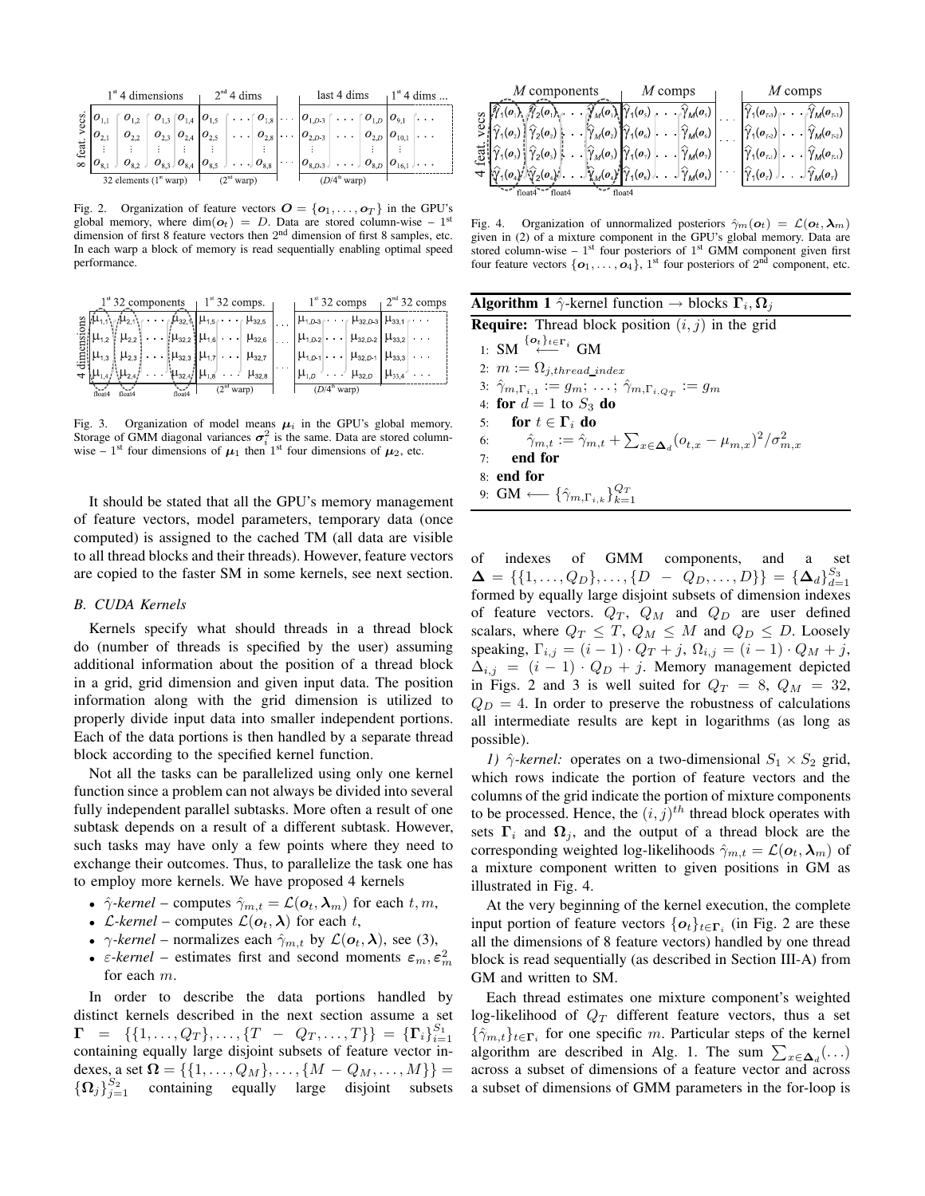Fig. 2. Organization of feature vectors $\boldsymbol{O} = \{\boldsymbol{o}_1, \ldots, \boldsymbol{o}_T\}$ in the GPU's global memory, where $\dim(\boldsymbol{o}_t) = D$. Data are stored column-wise – 1st dimension of first 8 feature vectors then 2nd dimension of first 8 samples, etc. In each warp a block of memory is read sequentially enabling optimal speed performance.

Fig. 3. Organization of model means $\boldsymbol{\mu}_i$ in the GPU's global memory. Storage of GMM diagonal variances $\boldsymbol{\sigma}_i^2$ is the same. Data are stored column-wise – 1st four dimensions of $\boldsymbol{\mu}_1$ then 1st four dimensions of $\boldsymbol{\mu}_2$, etc.

It should be stated that all the GPU's memory management of feature vectors, model parameters, temporary data (once computed) is assigned to the cached TM (all data are visible to all thread blocks and their threads). However, feature vectors are copied to the faster SM in some kernels, see next section.

### B. CUDA Kernels

Kernels specify what should threads in a thread block do (number of threads is specified by the user) assuming additional information about the position of a thread block in a grid, grid dimension and given input data. The position information along with the grid dimension is utilized to properly divide input data into smaller independent portions. Each of the data portions is then handled by a separate thread block according to the specified kernel function.

Not all the tasks can be parallelized using only one kernel function since a problem can not always be divided into several fully independent parallel subtasks. More often a result of one subtask depends on a result of a different subtask. However, such tasks may have only a few points where they need to exchange their outcomes. Thus, to parallelize the task one has to employ more kernels. We have proposed 4 kernels

- $\hat{\gamma}$-*kernel* – computes $\hat{\gamma}_{m,t} = \mathcal{L}(\boldsymbol{o}_t, \boldsymbol{\lambda}_m)$ for each $t, m$,
- $\mathcal{L}$-*kernel* – computes $\mathcal{L}(\boldsymbol{o}_t, \boldsymbol{\lambda})$ for each $t$,
- $\gamma$-*kernel* – normalizes each $\hat{\gamma}_{m,t}$ by $\mathcal{L}(\boldsymbol{o}_t, \boldsymbol{\lambda})$, see (3),
- $\varepsilon$-*kernel* – estimates first and second moments $\boldsymbol{\varepsilon}_m, \boldsymbol{\varepsilon}_m^2$ for each $m$.

In order to describe the data portions handled by distinct kernels described in the next section assume a set $\boldsymbol{\Gamma} = \{\{1, \ldots, Q_T\}, \ldots, \{T - Q_T, \ldots, T\}\} = \{\boldsymbol{\Gamma}_i\}_{i=1}^{S_1}$ containing equally large disjoint subsets of feature vector indexes, a set $\boldsymbol{\Omega} = \{\{1, \ldots, Q_M\}, \ldots, \{M - Q_M, \ldots, M\}\} = \{\boldsymbol{\Omega}_j\}_{j=1}^{S_2}$ containing equally large disjoint subsets of indexes of GMM components, and a set $\boldsymbol{\Delta} = \{\{1, \ldots, Q_D\}, \ldots, \{D - Q_D, \ldots, D\}\} = \{\boldsymbol{\Delta}_d\}_{d=1}^{S_3}$ formed by equally large disjoint subsets of dimension indexes of feature vectors. $Q_T$, $Q_M$ and $Q_D$ are user defined scalars, where $Q_T \leq T$, $Q_M \leq M$ and $Q_D \leq D$. Loosely speaking, $\Gamma_{i,j} = (i-1) \cdot Q_T + j$, $\Omega_{i,j} = (i-1) \cdot Q_M + j$, $\Delta_{i,j} = (i-1) \cdot Q_D + j$. Memory management depicted in Figs. 2 and 3 is well suited for $Q_T = 8$, $Q_M = 32$, $Q_D = 4$. In order to preserve the robustness of calculations all intermediate results are kept in logarithms (as long as possible).

*1) $\hat{\gamma}$-kernel:* operates on a two-dimensional $S_1 \times S_2$ grid, which rows indicate the portion of feature vectors and the columns of the grid indicate the portion of mixture components to be processed. Hence, the $(i,j)^{th}$ thread block operates with sets $\boldsymbol{\Gamma}_i$ and $\boldsymbol{\Omega}_j$, and the output of a thread block are the corresponding weighted log-likelihoods $\hat{\gamma}_{m,t} = \mathcal{L}(\boldsymbol{o}_t, \boldsymbol{\lambda}_m)$ of a mixture component written to given positions in GM as illustrated in Fig. 4.

At the very beginning of the kernel execution, the complete input portion of feature vectors $\{\boldsymbol{o}_t\}_{t \in \boldsymbol{\Gamma}_i}$ (in Fig. 2 are these all the dimensions of 8 feature vectors) handled by one thread block is read sequentially (as described in Section III-A) from GM and written to SM.

Each thread estimates one mixture component's weighted log-likelihood of $Q_T$ different feature vectors, thus a set $\{\hat{\gamma}_{m,t}\}_{t \in \boldsymbol{\Gamma}_i}$ for one specific $m$. Particular steps of the kernel algorithm are described in Alg. 1. The sum $\sum_{x \in \boldsymbol{\Delta}_d}(\ldots)$ across a subset of dimensions of a feature vector and across a subset of dimensions of GMM parameters in the for-loop is

Fig. 4. Organization of unnormalized posteriors $\hat{\gamma}_m(\boldsymbol{o}_t) = \mathcal{L}(\boldsymbol{o}_t, \boldsymbol{\lambda}_m)$ given in (2) of a mixture component in the GPU's global memory. Data are stored column-wise – 1st four posteriors of 1st GMM component given first four feature vectors $\{\boldsymbol{o}_1, \ldots, \boldsymbol{o}_4\}$, 1st four posteriors of 2nd component, etc.

**Algorithm 1** $\hat{\gamma}$-kernel function → blocks $\boldsymbol{\Gamma}_i, \boldsymbol{\Omega}_j$

**Require:** Thread block position $(i,j)$ in the grid

1: SM $\overset{\{\boldsymbol{o}_t\}_{t \in \boldsymbol{\Gamma}_i}}{\longleftarrow}$ GM
2: $m := \Omega_{j, thread\_index}$
3: $\hat{\gamma}_{m,\Gamma_{i,1}} := g_m;\ \ldots;\ \hat{\gamma}_{m,\Gamma_{i,Q_T}} := g_m$
4: **for** $d = 1$ to $S_3$ **do**
5: &nbsp;&nbsp;&nbsp;**for** $t \in \boldsymbol{\Gamma}_i$ **do**
6: &nbsp;&nbsp;&nbsp;&nbsp;&nbsp;&nbsp;$\hat{\gamma}_{m,t} := \hat{\gamma}_{m,t} + \sum_{x \in \boldsymbol{\Delta}_d} (o_{t,x} - \mu_{m,x})^2 / \sigma_{m,x}^2$
7: &nbsp;&nbsp;&nbsp;**end for**
8: **end for**
9: GM $\longleftarrow \{\hat{\gamma}_{m,\Gamma_{i,k}}\}_{k=1}^{Q_T}$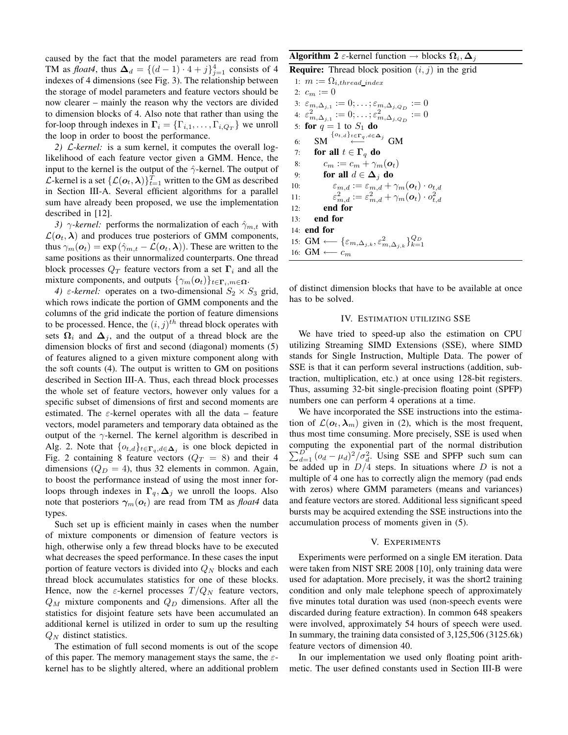caused by the fact that the model parameters are read from TM as *float4*, thus $\boldsymbol{\Delta}_d = \{(d-1)\cdot 4 + j\}_{j=1}^{4}$ consists of 4 indexes of 4 dimensions (see Fig. 3). The relationship between the storage of model parameters and feature vectors should be now clearer – mainly the reason why the vectors are divided to dimension blocks of 4. Also note that rather than using the for-loop through indexes in $\boldsymbol{\Gamma}_i = \{\Gamma_{i,1}, \ldots, \Gamma_{i,Q_T}\}$ we unroll the loop in order to boost the performance.

*2) $\mathcal{L}$-kernel:* is a sum kernel, it computes the overall log-likelihood of each feature vector given a GMM. Hence, the input to the kernel is the output of the $\hat{\gamma}$-kernel. The output of $\mathcal{L}$-kernel is a set $\{\mathcal{L}(\boldsymbol{o}_t, \boldsymbol{\lambda})\}_{t=1}^{T}$ written to the GM as described in Section III-A. Several efficient algorithms for a parallel sum have already been proposed, we use the implementation described in [12].

*3) $\gamma$-kernel:* performs the normalization of each $\hat{\gamma}_{m,t}$ with $\mathcal{L}(\boldsymbol{o}_t, \boldsymbol{\lambda})$ and produces true posteriors of GMM components, thus $\gamma_m(\boldsymbol{o}_t) = \exp(\hat{\gamma}_{m,t} - \mathcal{L}(\boldsymbol{o}_t, \boldsymbol{\lambda}))$. These are written to the same positions as their unnormalized counterparts. One thread block processes $Q_T$ feature vectors from a set $\boldsymbol{\Gamma}_i$ and all the mixture components, and outputs $\{\gamma_m(\boldsymbol{o}_t)\}_{t\in\boldsymbol{\Gamma}_i, m\in\boldsymbol{\Omega}}$.

*4) $\varepsilon$-kernel:* operates on a two-dimensional $S_2 \times S_3$ grid, which rows indicate the portion of GMM components and the columns of the grid indicate the portion of feature dimensions to be processed. Hence, the $(i,j)^{th}$ thread block operates with sets $\boldsymbol{\Omega}_i$ and $\boldsymbol{\Delta}_j$, and the output of a thread block are the dimension blocks of first and second (diagonal) moments (5) of features aligned to a given mixture component along with the soft counts (4). The output is written to GM on positions described in Section III-A. Thus, each thread block processes the whole set of feature vectors, however only values for a specific subset of dimensions of first and second moments are estimated. The $\varepsilon$-kernel operates with all the data – feature vectors, model parameters and temporary data obtained as the output of the $\gamma$-kernel. The kernel algorithm is described in Alg. 2. Note that $\{o_{t,d}\}_{t\in\boldsymbol{\Gamma}_q, d\in\boldsymbol{\Delta}_j}$ is one block depicted in Fig. 2 containing 8 feature vectors ($Q_T = 8$) and their 4 dimensions ($Q_D = 4$), thus 32 elements in common. Again, to boost the performance instead of using the most inner for-loops through indexes in $\boldsymbol{\Gamma}_q, \boldsymbol{\Delta}_j$ we unroll the loops. Also note that posteriors $\boldsymbol{\gamma}_m(\boldsymbol{o}_t)$ are read from TM as *float4* data types.

Such set up is efficient mainly in cases when the number of mixture components or dimension of feature vectors is high, otherwise only a few thread blocks have to be executed what decreases the speed performance. In these cases the input portion of feature vectors is divided into $Q_N$ blocks and each thread block accumulates statistics for one of these blocks. Hence, now the $\varepsilon$-kernel processes $T/Q_N$ feature vectors, $Q_M$ mixture components and $Q_D$ dimensions. After all the statistics for disjoint feature sets have been accumulated an additional kernel is utilized in order to sum up the resulting $Q_N$ distinct statistics.

The estimation of full second moments is out of the scope of this paper. The memory management stays the same, the $\varepsilon$-kernel has to be slightly altered, where an additional problem of distinct dimension blocks that have to be available at once has to be solved.

**Algorithm 2** $\varepsilon$-kernel function $\rightarrow$ blocks $\boldsymbol{\Omega}_i, \boldsymbol{\Delta}_j$

**Require:** Thread block position $(i,j)$ in the grid

1: $m := \Omega_{i,thread\_index}$
2: $c_m := 0$
3: $\varepsilon_{m,\Delta_{j,1}} := 0; \ldots; \varepsilon_{m,\Delta_{j,Q_D}} := 0$
4: $\varepsilon^2_{m,\Delta_{j,1}} := 0; \ldots; \varepsilon^2_{m,\Delta_{j,Q_D}} := 0$
5: **for** $q = 1$ to $S_1$ **do**
6: $\quad$ SM $\overset{\{o_{t,d}\}_{t\in\boldsymbol{\Gamma}_q, d\in\boldsymbol{\Delta}_j}}{\longleftarrow}$ GM
7: $\quad$ **for all** $t \in \boldsymbol{\Gamma}_q$ **do**
8: $\quad\quad$ $c_m := c_m + \gamma_m(\boldsymbol{o}_t)$
9: $\quad\quad$ **for all** $d \in \boldsymbol{\Delta}_j$ **do**
10: $\quad\quad\quad$ $\varepsilon_{m,d} := \varepsilon_{m,d} + \gamma_m(\boldsymbol{o}_t)\cdot o_{t,d}$
11: $\quad\quad\quad$ $\varepsilon^2_{m,d} := \varepsilon^2_{m,d} + \gamma_m(\boldsymbol{o}_t)\cdot o^2_{t,d}$
12: $\quad\quad$ **end for**
13: $\quad$ **end for**
14: **end for**
15: GM $\longleftarrow \{\varepsilon_{m,\Delta_{j,k}}, \varepsilon^2_{m,\Delta_{j,k}}\}_{k=1}^{Q_D}$
16: GM $\longleftarrow c_m$

## IV. Estimation utilizing SSE

We have tried to speed-up also the estimation on CPU utilizing Streaming SIMD Extensions (SSE), where SIMD stands for Single Instruction, Multiple Data. The power of SSE is that it can perform several instructions (addition, subtraction, multiplication, etc.) at once using 128-bit registers. Thus, assuming 32-bit single-precision floating point (SPFP) numbers one can perform 4 operations at a time.

We have incorporated the SSE instructions into the estimation of $\mathcal{L}(\boldsymbol{o}_t, \boldsymbol{\lambda}_m)$ given in (2), which is the most frequent, thus most time consuming. More precisely, SSE is used when computing the exponential part of the normal distribution $\sum_{d=1}^{D}(o_d - \mu_d)^2/\sigma_d^2$. Using SSE and SPFP such sum can be added up in $D/4$ steps. In situations where $D$ is not a multiple of 4 one has to correctly align the memory (pad ends with zeros) where GMM parameters (means and variances) and feature vectors are stored. Additional less significant speed bursts may be acquired extending the SSE instructions into the accumulation process of moments given in (5).

## V. Experiments

Experiments were performed on a single EM iteration. Data were taken from NIST SRE 2008 [10], only training data were used for adaptation. More precisely, it was the short2 training condition and only male telephone speech of approximately five minutes total duration was used (non-speech events were discarded during feature extraction). In common 648 speakers were involved, approximately 54 hours of speech were used. In summary, the training data consisted of 3,125,506 (3125.6k) feature vectors of dimension 40.

In our implementation we used only floating point arithmetic. The user defined constants used in Section III-B were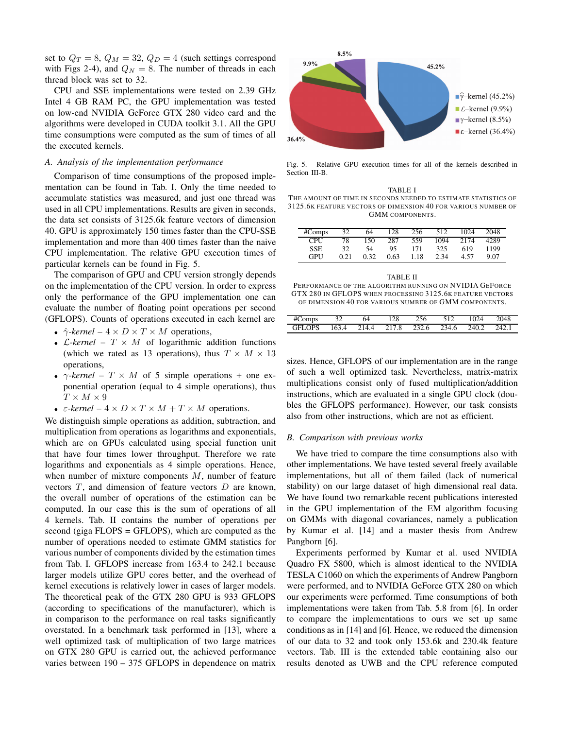set to $Q_T = 8$, $Q_M = 32$, $Q_D = 4$ (such settings correspond with Figs 2-4), and $Q_N = 8$. The number of threads in each thread block was set to 32.

CPU and SSE implementations were tested on 2.39 GHz Intel 4 GB RAM PC, the GPU implementation was tested on low-end NVIDIA GeForce GTX 280 video card and the algorithms were developed in CUDA toolkit 3.1. All the GPU time consumptions were computed as the sum of times of all the executed kernels.

### A. Analysis of the implementation performance

Comparison of time consumptions of the proposed implementation can be found in Tab. I. Only the time needed to accumulate statistics was measured, and just one thread was used in all CPU implementations. Results are given in seconds, the data set consists of 3125.6k feature vectors of dimension 40. GPU is approximately 150 times faster than the CPU-SSE implementation and more than 400 times faster than the naive CPU implementation. The relative GPU execution times of particular kernels can be found in Fig. 5.

The comparison of GPU and CPU version strongly depends on the implementation of the CPU version. In order to express only the performance of the GPU implementation one can evaluate the number of floating point operations per second (GFLOPS). Counts of operations executed in each kernel are

- $\hat{\gamma}$*-kernel* – $4 \times D \times T \times M$ operations,
- $\mathcal{L}$*-kernel* – $T \times M$ of logarithmic addition functions (which we rated as 13 operations), thus $T \times M \times 13$ operations,
- $\gamma$*-kernel* – $T \times M$ of 5 simple operations + one exponential operation (equal to 4 simple operations), thus $T \times M \times 9$
- $\varepsilon$*-kernel* – $4 \times D \times T \times M + T \times M$ operations.

We distinguish simple operations as addition, subtraction, and multiplication from operations as logarithms and exponentials, which are on GPUs calculated using special function unit that have four times lower throughput. Therefore we rate logarithms and exponentials as 4 simple operations. Hence, when number of mixture components $M$, number of feature vectors $T$, and dimension of feature vectors $D$ are known, the overall number of operations of the estimation can be computed. In our case this is the sum of operations of all 4 kernels. Tab. II contains the number of operations per second (giga FLOPS = GFLOPS), which are computed as the number of operations needed to estimate GMM statistics for various number of components divided by the estimation times from Tab. I. GFLOPS increase from 163.4 to 242.1 because larger models utilize GPU cores better, and the overhead of kernel executions is relatively lower in cases of larger models. The theoretical peak of the GTX 280 GPU is 933 GFLOPS (according to specifications of the manufacturer), which is in comparison to the performance on real tasks significantly overstated. In a benchmark task performed in [13], where a well optimized task of multiplication of two large matrices on GTX 280 GPU is carried out, the achieved performance varies between 190 – 375 GFLOPS in dependence on matrix sizes. Hence, GFLOPS of our implementation are in the range of such a well optimized task. Nevertheless, matrix-matrix multiplications consist only of fused multiplication/addition instructions, which are evaluated in a single GPU clock (doubles the GFLOPS performance). However, our task consists also from other instructions, which are not as efficient.

Fig. 5. Relative GPU execution times for all of the kernels described in Section III-B.

TABLE I
THE AMOUNT OF TIME IN SECONDS NEEDED TO ESTIMATE STATISTICS OF 3125.6K FEATURE VECTORS OF DIMENSION 40 FOR VARIOUS NUMBER OF GMM COMPONENTS.

| #Comps | 32 | 64 | 128 | 256 | 512 | 1024 | 2048 |
|---|---|---|---|---|---|---|---|
| CPU | 78 | 150 | 287 | 559 | 1094 | 2174 | 4289 |
| SSE | 32 | 54 | 95 | 171 | 325 | 619 | 1199 |
| GPU | 0.21 | 0.32 | 0.63 | 1.18 | 2.34 | 4.57 | 9.07 |

TABLE II
PERFORMANCE OF THE ALGORITHM RUNNING ON NVIDIA GEFORCE GTX 280 IN GFLOPS WHEN PROCESSING 3125.6K FEATURE VECTORS OF DIMENSION 40 FOR VARIOUS NUMBER OF GMM COMPONENTS.

| #Comps | 32 | 64 | 128 | 256 | 512 | 1024 | 2048 |
|---|---|---|---|---|---|---|---|
| GFLOPS | 163.4 | 214.4 | 217.8 | 232.6 | 234.6 | 240.2 | 242.1 |

### B. Comparison with previous works

We have tried to compare the time consumptions also with other implementations. We have tested several freely available implementations, but all of them failed (lack of numerical stability) on our large dataset of high dimensional real data. We have found two remarkable recent publications interested in the GPU implementation of the EM algorithm focusing on GMMs with diagonal covariances, namely a publication by Kumar et al. [14] and a master thesis from Andrew Pangborn [6].

Experiments performed by Kumar et al. used NVIDIA Quadro FX 5800, which is almost identical to the NVIDIA TESLA C1060 on which the experiments of Andrew Pangborn were performed, and to NVIDIA GeForce GTX 280 on which our experiments were performed. Time consumptions of both implementations were taken from Tab. 5.8 from [6]. In order to compare the implementations to ours we set up same conditions as in [14] and [6]. Hence, we reduced the dimension of our data to 32 and took only 153.6k and 230.4k feature vectors. Tab. III is the extended table containing also our results denoted as UWB and the CPU reference computed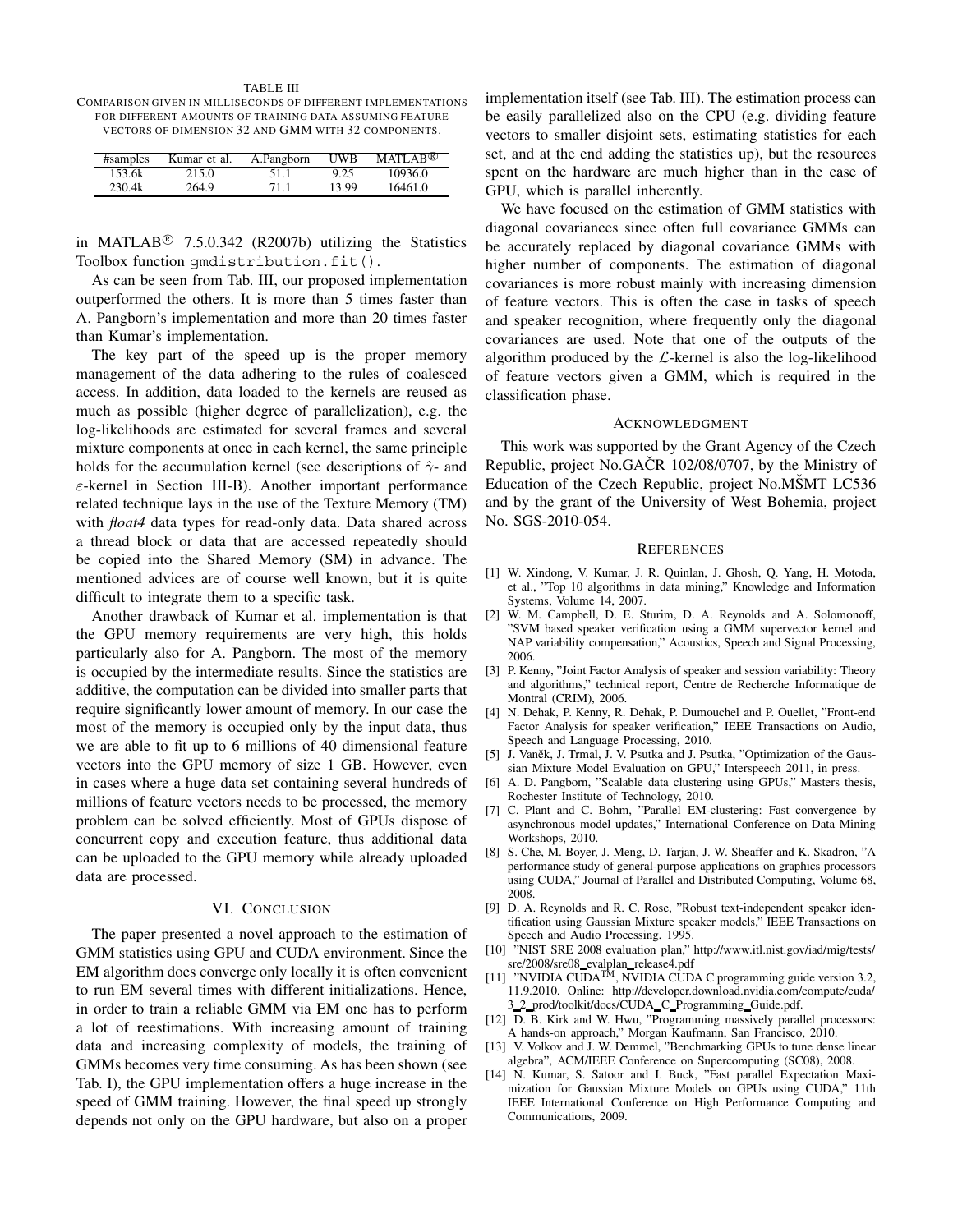TABLE III

COMPARISON GIVEN IN MILLISECONDS OF DIFFERENT IMPLEMENTATIONS FOR DIFFERENT AMOUNTS OF TRAINING DATA ASSUMING FEATURE VECTORS OF DIMENSION 32 AND GMM WITH 32 COMPONENTS.

| #samples | Kumar et al. | A.Pangborn | UWB | MATLAB® |
|---|---|---|---|---|
| 153.6k | 215.0 | 51.1 | 9.25 | 10936.0 |
| 230.4k | 264.9 | 71.1 | 13.99 | 16461.0 |

in MATLAB® 7.5.0.342 (R2007b) utilizing the Statistics Toolbox function `gmdistribution.fit()`.

As can be seen from Tab. III, our proposed implementation outperformed the others. It is more than 5 times faster than A. Pangborn's implementation and more than 20 times faster than Kumar's implementation.

The key part of the speed up is the proper memory management of the data adhering to the rules of coalesced access. In addition, data loaded to the kernels are reused as much as possible (higher degree of parallelization), e.g. the log-likelihoods are estimated for several frames and several mixture components at once in each kernel, the same principle holds for the accumulation kernel (see descriptions of $\hat{\gamma}$- and $\varepsilon$-kernel in Section III-B). Another important performance related technique lays in the use of the Texture Memory (TM) with *float4* data types for read-only data. Data shared across a thread block or data that are accessed repeatedly should be copied into the Shared Memory (SM) in advance. The mentioned advices are of course well known, but it is quite difficult to integrate them to a specific task.

Another drawback of Kumar et al. implementation is that the GPU memory requirements are very high, this holds particularly also for A. Pangborn. The most of the memory is occupied by the intermediate results. Since the statistics are additive, the computation can be divided into smaller parts that require significantly lower amount of memory. In our case the most of the memory is occupied only by the input data, thus we are able to fit up to 6 millions of 40 dimensional feature vectors into the GPU memory of size 1 GB. However, even in cases where a huge data set containing several hundreds of millions of feature vectors needs to be processed, the memory problem can be solved efficiently. Most of GPUs dispose of concurrent copy and execution feature, thus additional data can be uploaded to the GPU memory while already uploaded data are processed.

## VI. Conclusion

The paper presented a novel approach to the estimation of GMM statistics using GPU and CUDA environment. Since the EM algorithm does converge only locally it is often convenient to run EM several times with different initializations. Hence, in order to train a reliable GMM via EM one has to perform a lot of reestimations. With increasing amount of training data and increasing complexity of models, the training of GMMs becomes very time consuming. As has been shown (see Tab. I), the GPU implementation offers a huge increase in the speed of GMM training. However, the final speed up strongly depends not only on the GPU hardware, but also on a proper implementation itself (see Tab. III). The estimation process can be easily parallelized also on the CPU (e.g. dividing feature vectors to smaller disjoint sets, estimating statistics for each set, and at the end adding the statistics up), but the resources spent on the hardware are much higher than in the case of GPU, which is parallel inherently.

We have focused on the estimation of GMM statistics with diagonal covariances since often full covariance GMMs can be accurately replaced by diagonal covariance GMMs with higher number of components. The estimation of diagonal covariances is more robust mainly with increasing dimension of feature vectors. This is often the case in tasks of speech and speaker recognition, where frequently only the diagonal covariances are used. Note that one of the outputs of the algorithm produced by the $\mathcal{L}$-kernel is also the log-likelihood of feature vectors given a GMM, which is required in the classification phase.

## Acknowledgment

This work was supported by the Grant Agency of the Czech Republic, project No.GAČR 102/08/0707, by the Ministry of Education of the Czech Republic, project No.MŠMT LC536 and by the grant of the University of West Bohemia, project No. SGS-2010-054.

## References

[1] W. Xindong, V. Kumar, J. R. Quinlan, J. Ghosh, Q. Yang, H. Motoda, et al., "Top 10 algorithms in data mining," Knowledge and Information Systems, Volume 14, 2007.

[2] W. M. Campbell, D. E. Sturim, D. A. Reynolds and A. Solomonoff, "SVM based speaker verification using a GMM supervector kernel and NAP variability compensation," Acoustics, Speech and Signal Processing, 2006.

[3] P. Kenny, "Joint Factor Analysis of speaker and session variability: Theory and algorithms," technical report, Centre de Recherche Informatique de Montral (CRIM), 2006.

[4] N. Dehak, P. Kenny, R. Dehak, P. Dumouchel and P. Ouellet, "Front-end Factor Analysis for speaker verification," IEEE Transactions on Audio, Speech and Language Processing, 2010.

[5] J. Vaněk, J. Trmal, J. V. Psutka and J. Psutka, "Optimization of the Gaussian Mixture Model Evaluation on GPU," Interspeech 2011, in press.

[6] A. D. Pangborn, "Scalable data clustering using GPUs," Masters thesis, Rochester Institute of Technology, 2010.

[7] C. Plant and C. Bohm, "Parallel EM-clustering: Fast convergence by asynchronous model updates," International Conference on Data Mining Workshops, 2010.

[8] S. Che, M. Boyer, J. Meng, D. Tarjan, J. W. Sheaffer and K. Skadron, "A performance study of general-purpose applications on graphics processors using CUDA," Journal of Parallel and Distributed Computing, Volume 68, 2008.

[9] D. A. Reynolds and R. C. Rose, "Robust text-independent speaker identification using Gaussian Mixture speaker models," IEEE Transactions on Speech and Audio Processing, 1995.

[10] "NIST SRE 2008 evaluation plan," http://www.itl.nist.gov/iad/mig/tests/sre/2008/sre08_evalplan_release4.pdf

[11] "NVIDIA CUDA™, NVIDIA CUDA C programming guide version 3.2, 11.9.2010. Online: http://developer.download.nvidia.com/compute/cuda/3_2_prod/toolkit/docs/CUDA_C_Programming_Guide.pdf.

[12] D. B. Kirk and W. Hwu, "Programming massively parallel processors: A hands-on approach," Morgan Kaufmann, San Francisco, 2010.

[13] V. Volkov and J. W. Demmel, "Benchmarking GPUs to tune dense linear algebra", ACM/IEEE Conference on Supercomputing (SC08), 2008.

[14] N. Kumar, S. Satoor and I. Buck, "Fast parallel Expectation Maximization for Gaussian Mixture Models on GPUs using CUDA," 11th IEEE International Conference on High Performance Computing and Communications, 2009.